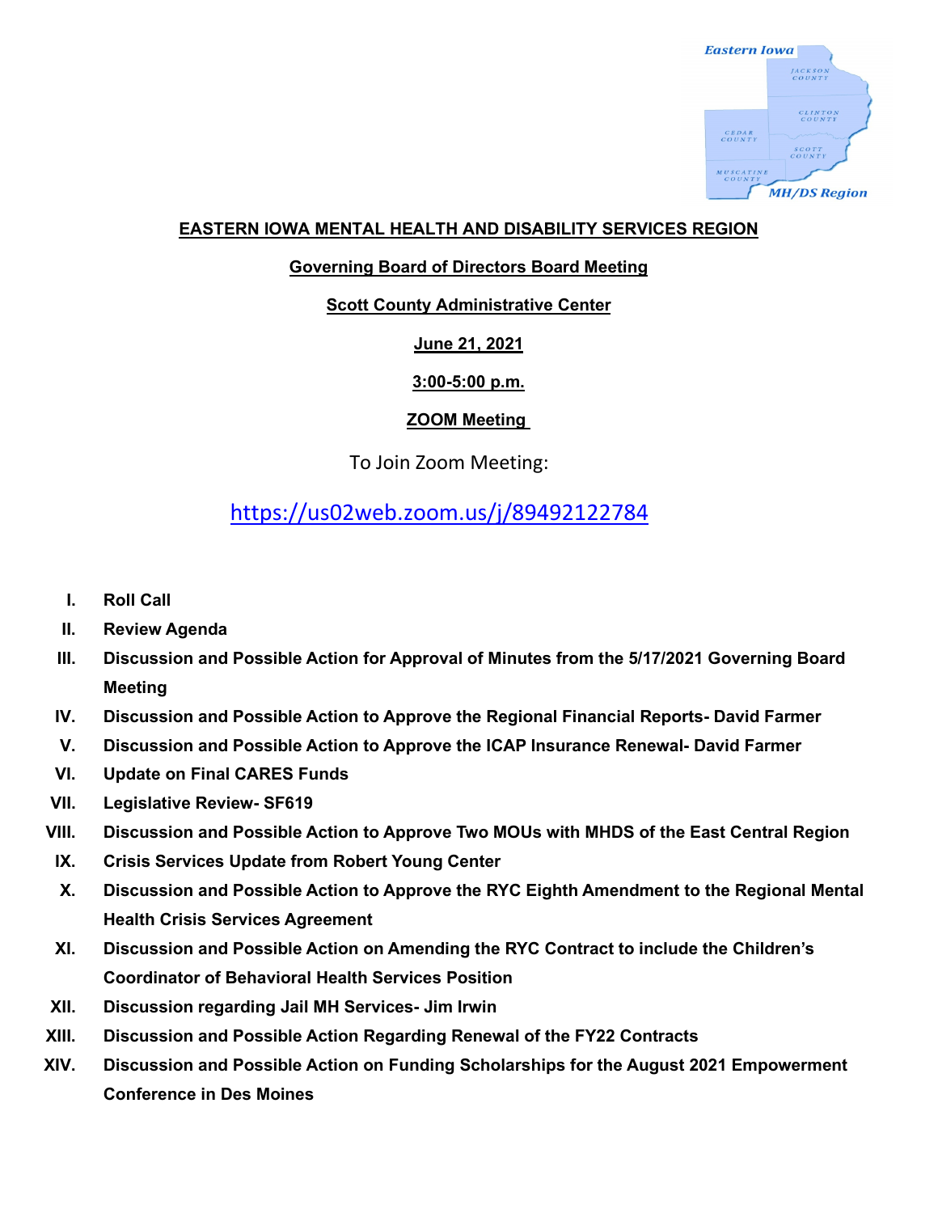# EASTERN IOWA MENTAL HEALTH AND DISABILITY SERVICES REGION

## Governing Board of Directors Board Meeting

**Scott County Administrative Center**

**June 21, 2021**

**3:00-5:00 p.m.**

**ZOOM Meeting**

To Join Zoom Meeting:

https://us02web.zoom.us/j/89492122784

- **I. Roll Call**
- **II. Review Agenda**
- **III. Discussion and Possible Action for Approval of Minutes from the 5/17/2021 Governing Board Meeting**
- **IV. Discussion and Possible Action to Approve the Regional Financial Reports- David Farmer**
- **V. Discussion and Possible Action to Approve the ICAP Insurance Renewal- David Farmer**
- **VI. Update on Final CARES Funds**
- **VII. Legislative Review- SF619**
- **VIII. Discussion and Possible Action to Approve Two MOUs with MHDS of the East Central Region**
- **IX. Crisis Services Update from Robert Young Center**
- **X. Discussion and Possible Action to Approve the RYC Eighth Amendment to the Regional Mental Health Crisis Services Agreement**
- **XI. Discussion and Possible Action on Amending the RYC Contract to include the Children's Coordinator of Behavioral Health Services Position**
- **XII. Discussion regarding Jail MH Services- Jim Irwin**
- **XIII. Discussion and Possible Action Regarding Renewal of the FY22 Contracts**
- **XIV. Discussion and Possible Action on Funding Scholarships for the August 2021 Empowerment Conference in Des Moines**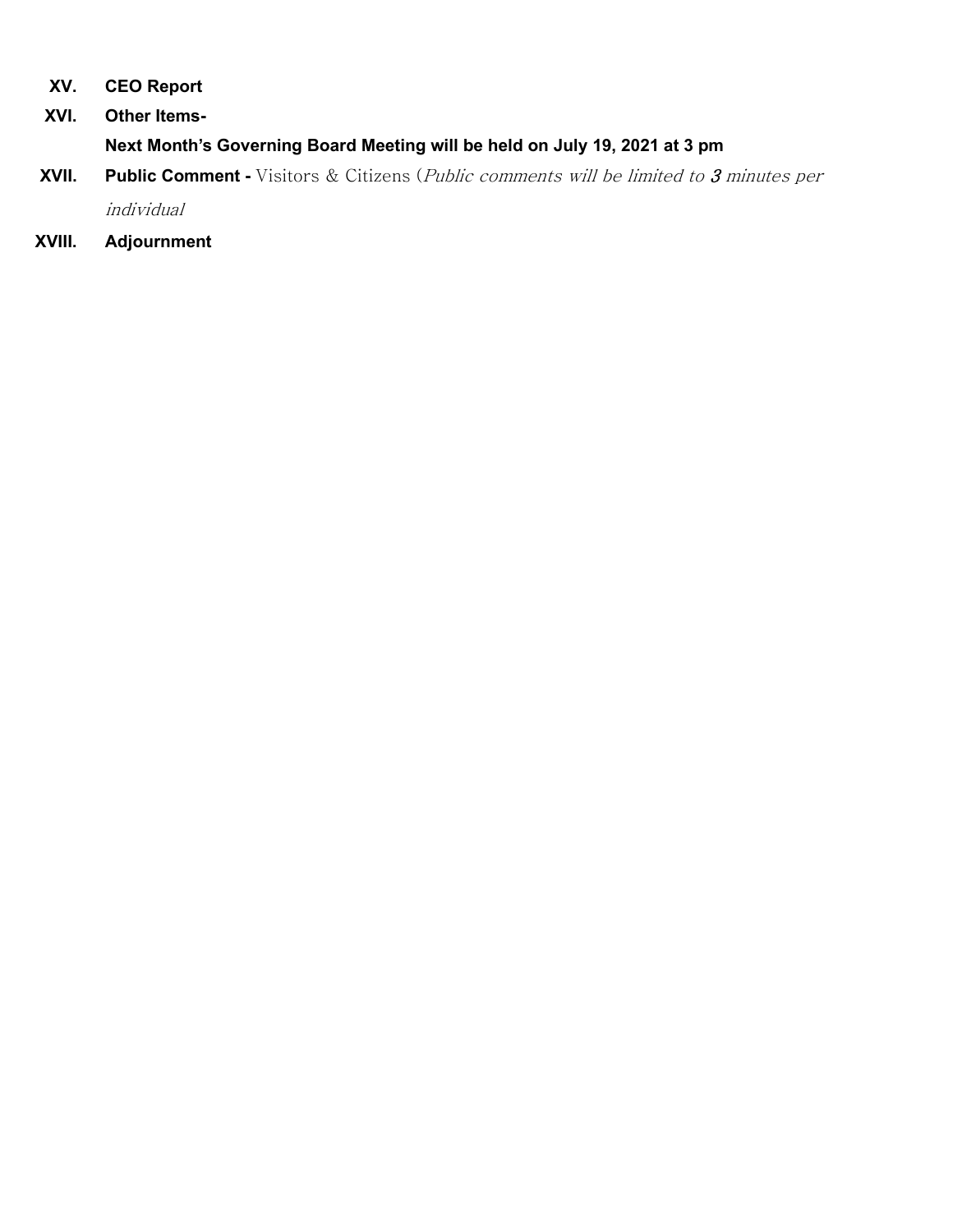XV. **CEO Report**

XVI. **Other Items-**

**Next Month's Governing Board Meeting will be held on July 19, 2021 at 3 pm**

XVII. **Public Comment -** Visitors & Citizens (*Public comments will be limited to **3** minutes per individual*

XVIII. **Adjournment**